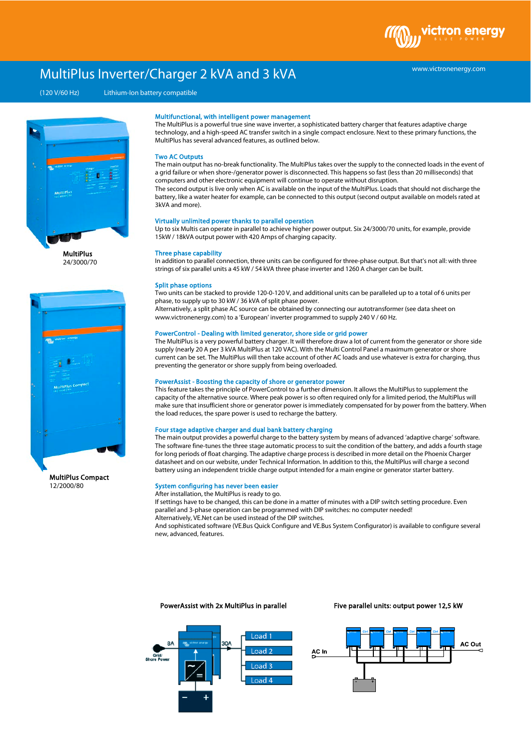# MultiPlus Inverter/Charger 2 kVA and 3 kVA

(120 V/60 Hz) Lithium-Ion battery compatible

www.victronenergy.com

MultiPlus
24/3000/70

MultiPlus Compact
12/2000/80

### Multifunctional, with intelligent power management

The MultiPlus is a powerful true sine wave inverter, a sophisticated battery charger that features adaptive charge technology, and a high-speed AC transfer switch in a single compact enclosure. Next to these primary functions, the MultiPlus has several advanced features, as outlined below.

### Two AC Outputs

The main output has no-break functionality. The MultiPlus takes over the supply to the connected loads in the event of a grid failure or when shore-/generator power is disconnected. This happens so fast (less than 20 milliseconds) that computers and other electronic equipment will continue to operate without disruption.
The second output is live only when AC is available on the input of the MultiPlus. Loads that should not discharge the battery, like a water heater for example, can be connected to this output (second output available on models rated at 3kVA and more).

### Virtually unlimited power thanks to parallel operation

Up to six Multis can operate in parallel to achieve higher power output. Six 24/3000/70 units, for example, provide 15kW / 18kVA output power with 420 Amps of charging capacity.

### Three phase capability

In addition to parallel connection, three units can be configured for three-phase output. But that's not all: with three strings of six parallel units a 45 kW / 54 kVA three phase inverter and 1260 A charger can be built.

### Split phase options

Two units can be stacked to provide 120-0-120 V, and additional units can be paralleled up to a total of 6 units per phase, to supply up to 30 kW / 36 kVA of split phase power.
Alternatively, a split phase AC source can be obtained by connecting our autotransformer (see data sheet on www.victronenergy.com) to a 'European' inverter programmed to supply 240 V / 60 Hz.

### PowerControl - Dealing with limited generator, shore side or grid power

The MultiPlus is a very powerful battery charger. It will therefore draw a lot of current from the generator or shore side supply (nearly 20 A per 3 kVA MultiPlus at 120 VAC). With the Multi Control Panel a maximum generator or shore current can be set. The MultiPlus will then take account of other AC loads and use whatever is extra for charging, thus preventing the generator or shore supply from being overloaded.

### PowerAssist - Boosting the capacity of shore or generator power

This feature takes the principle of PowerControl to a further dimension. It allows the MultiPlus to supplement the capacity of the alternative source. Where peak power is so often required only for a limited period, the MultiPlus will make sure that insufficient shore or generator power is immediately compensated for by power from the battery. When the load reduces, the spare power is used to recharge the battery.

### Four stage adaptive charger and dual bank battery charging

The main output provides a powerful charge to the battery system by means of advanced 'adaptive charge' software. The software fine-tunes the three stage automatic process to suit the condition of the battery, and adds a fourth stage for long periods of float charging. The adaptive charge process is described in more detail on the Phoenix Charger datasheet and on our website, under Technical Information. In addition to this, the MultiPlus will charge a second battery using an independent trickle charge output intended for a main engine or generator starter battery.

### System configuring has never been easier

After installation, the MultiPlus is ready to go.
If settings have to be changed, this can be done in a matter of minutes with a DIP switch setting procedure. Even parallel and 3-phase operation can be programmed with DIP switches: no computer needed!
Alternatively, VE.Net can be used instead of the DIP switches.
And sophisticated software (VE.Bus Quick Configure and VE.Bus System Configurator) is available to configure several new, advanced, features.

**PowerAssist with 2x MultiPlus in parallel**

8A Grid/Shore Power — 30A — Load 1, Load 2, Load 3, Load 4

**Five parallel units: output power 12,5 kW**

AC In — AC Out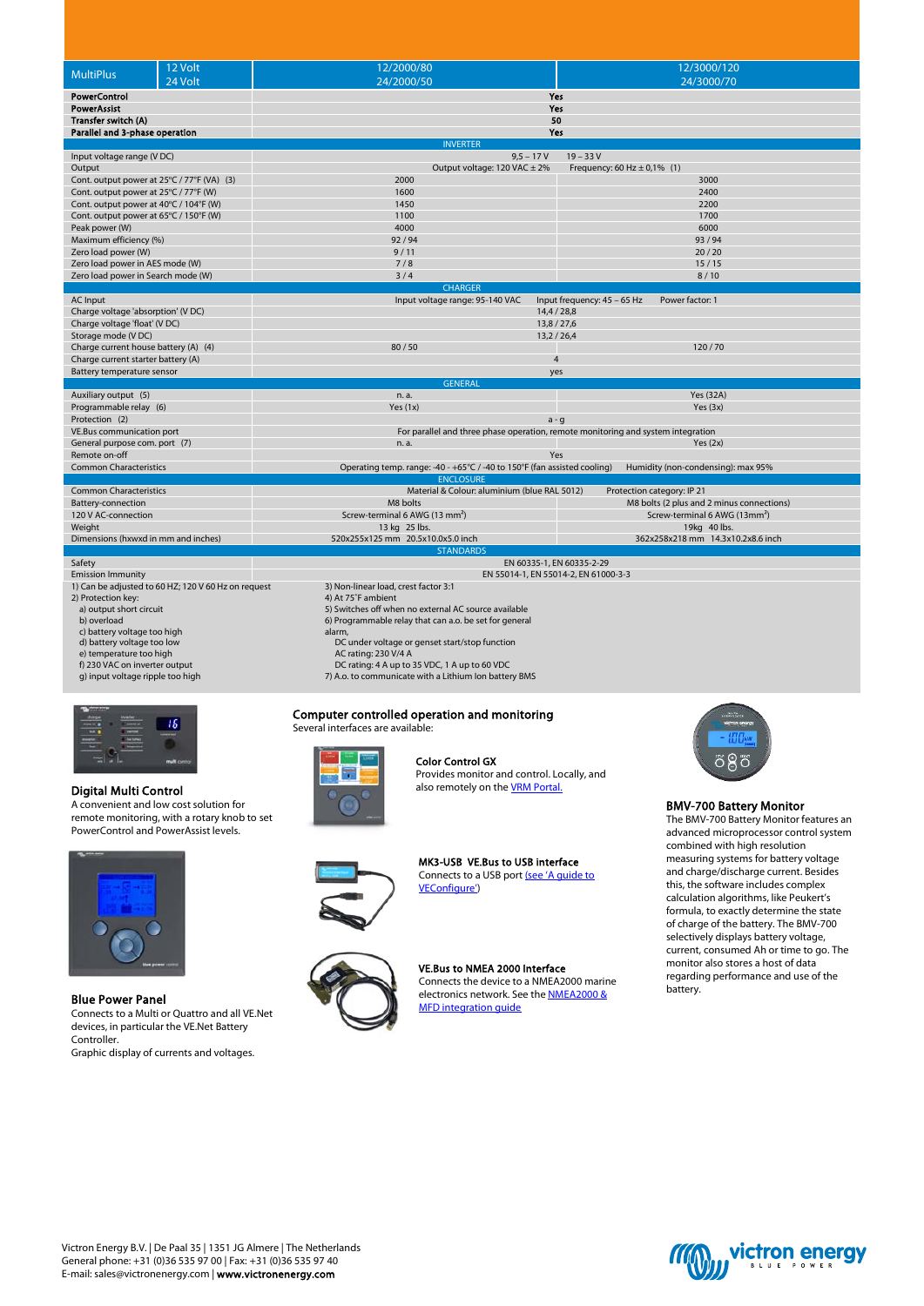| MultiPlus | 12 Volt<br>24 Volt | 12/2000/80<br>24/2000/50 | 12/3000/120<br>24/3000/70 |
|---|---|---|---|
| **PowerControl** | | Yes | |
| **PowerAssist** | | Yes | |
| **Transfer switch (A)** | | 50 | |
| **Parallel and 3-phase operation** | | Yes | |
| INVERTER | | | |
| Input voltage range (V DC) | | 9,5 – 17 V 19 – 33 V | |
| Output | | Output voltage: 120 VAC ± 2% Frequency: 60 Hz ± 0,1% (1) | |
| Cont. output power at 25°C / 77°F (VA) (3) | | 2000 | 3000 |
| Cont. output power at 25°C / 77°F (W) | | 1600 | 2400 |
| Cont. output power at 40°C / 104°F (W) | | 1450 | 2200 |
| Cont. output power at 65°C / 150°F (W) | | 1100 | 1700 |
| Peak power (W) | | 4000 | 6000 |
| Maximum efficiency (%) | | 92 / 94 | 93 / 94 |
| Zero load power (W) | | 9 / 11 | 20 / 20 |
| Zero load power in AES mode (W) | | 7 / 8 | 15 / 15 |
| Zero load power in Search mode (W) | | 3 / 4 | 8 / 10 |
| CHARGER | | | |
| AC Input | | Input voltage range: 95-140 VAC Input frequency: 45 – 65 Hz Power factor: 1 | |
| Charge voltage 'absorption' (V DC) | | 14,4 / 28,8 | |
| Charge voltage 'float' (V DC) | | 13,8 / 27,6 | |
| Storage mode (V DC) | | 13,2 / 26,4 | |
| Charge current house battery (A) (4) | | 80 / 50 | 120 / 70 |
| Charge current starter battery (A) | | 4 | |
| Battery temperature sensor | | yes | |
| GENERAL | | | |
| Auxiliary output (5) | | n. a. | Yes (32A) |
| Programmable relay (6) | | Yes (1x) | Yes (3x) |
| Protection (2) | | a - g | |
| VE.Bus communication port | | For parallel and three phase operation, remote monitoring and system integration | |
| General purpose com. port (7) | | n. a. | Yes (2x) |
| Remote on-off | | Yes | |
| Common Characteristics | | Operating temp. range: -40 - +65°C / -40 to 150°F (fan assisted cooling) Humidity (non-condensing): max 95% | |
| ENCLOSURE | | | |
| Common Characteristics | | Material & Colour: aluminium (blue RAL 5012) Protection category: IP 21 | |
| Battery-connection | | M8 bolts | M8 bolts (2 plus and 2 minus connections) |
| 120 V AC-connection | | Screw-terminal 6 AWG (13 mm²) | Screw-terminal 6 AWG (13mm²) |
| Weight | | 13 kg 25 lbs. | 19kg 40 lbs. |
| Dimensions (hxwxd in mm and inches) | | 520x255x125 mm 20.5x10.0x5.0 inch | 362x258x218 mm 14.3x10.2x8.6 inch |
| STANDARDS | | | |
| Safety | | EN 60335-1, EN 60335-2-29 | |
| Emission Immunity | | EN 55014-1, EN 55014-2, EN 61000-3-3 | |

1) Can be adjusted to 60 HZ; 120 V 60 Hz on request
2) Protection key:
 a) output short circuit
 b) overload
 c) battery voltage too high
 d) battery voltage too low
 e) temperature too high
 f) 230 VAC on inverter output
 g) input voltage ripple too high
3) Non-linear load, crest factor 3:1
4) At 75°F ambient
5) Switches off when no external AC source available
6) Programmable relay that can a.o. be set for general alarm,
 DC under voltage or genset start/stop function
 AC rating: 230 V/4 A
 DC rating: 4 A up to 35 VDC, 1 A up to 60 VDC
7) A.o. to communicate with a Lithium Ion battery BMS

### Digital Multi Control
A convenient and low cost solution for remote monitoring, with a rotary knob to set PowerControl and PowerAssist levels.

### Blue Power Panel
Connects to a Multi or Quattro and all VE.Net devices, in particular the VE.Net Battery Controller.
Graphic display of currents and voltages.

### Computer controlled operation and monitoring
Several interfaces are available:

**Color Control GX**
Provides monitor and control. Locally, and also remotely on the VRM Portal.

**MK3-USB VE.Bus to USB interface**
Connects to a USB port (see 'A guide to VEConfigure')

**VE.Bus to NMEA 2000 Interface**
Connects the device to a NMEA2000 marine electronics network. See the NMEA2000 & MFD integration guide

### BMV-700 Battery Monitor
The BMV-700 Battery Monitor features an advanced microprocessor control system combined with high resolution measuring systems for battery voltage and charge/discharge current. Besides this, the software includes complex calculation algorithms, like Peukert's formula, to exactly determine the state of charge of the battery. The BMV-700 selectively displays battery voltage, current, consumed Ah or time to go. The monitor also stores a host of data regarding performance and use of the battery.

Victron Energy B.V. | De Paal 35 | 1351 JG Almere | The Netherlands
General phone: +31 (0)36 535 97 00 | Fax: +31 (0)36 535 97 40
E-mail: sales@victronenergy.com | **www.victronenergy.com**